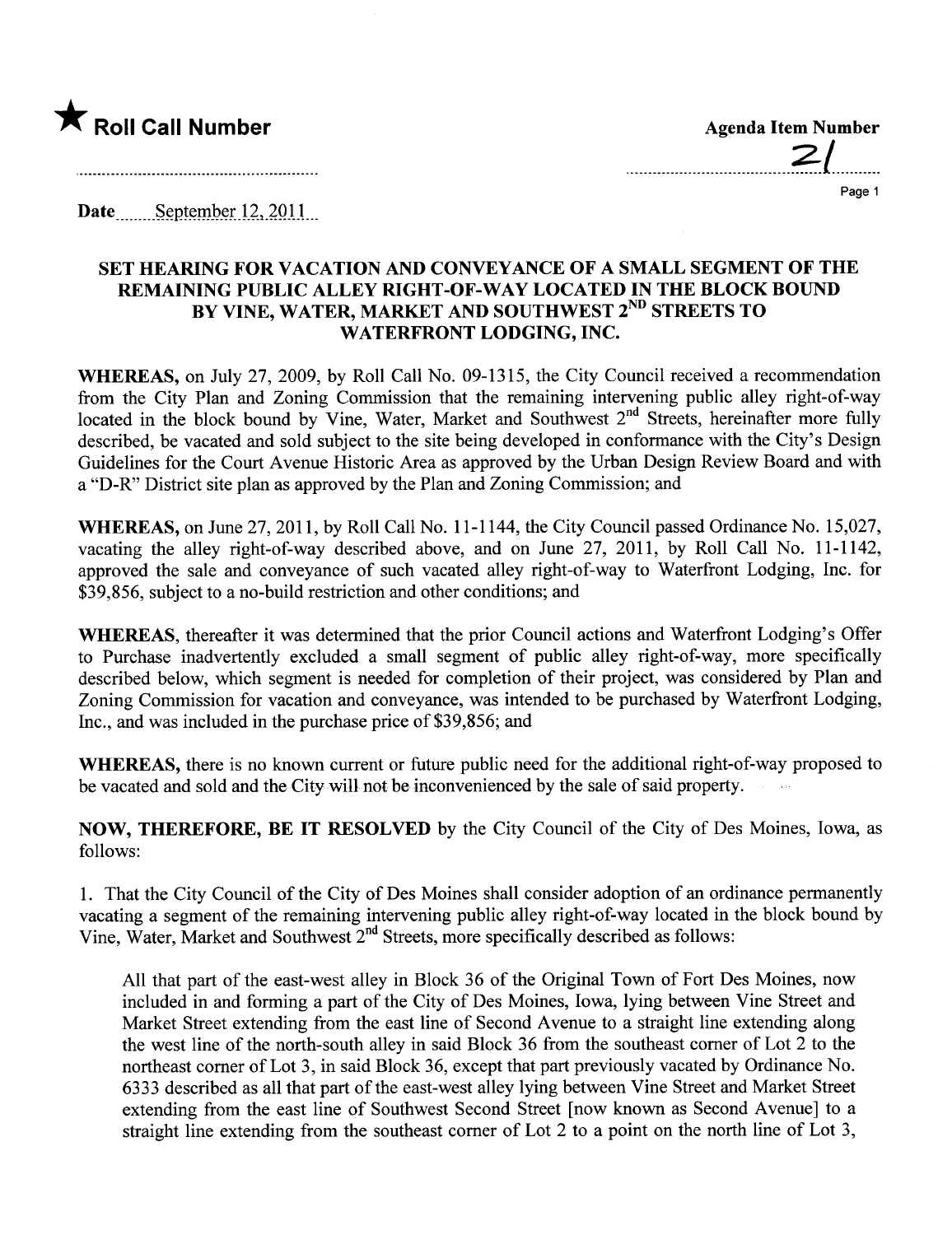★ **Roll Call Number**

**Agenda Item Number**
21

Date September 12, 2011

## SET HEARING FOR VACATION AND CONVEYANCE OF A SMALL SEGMENT OF THE REMAINING PUBLIC ALLEY RIGHT-OF-WAY LOCATED IN THE BLOCK BOUND BY VINE, WATER, MARKET AND SOUTHWEST 2ND STREETS TO WATERFRONT LODGING, INC.

**WHEREAS,** on July 27, 2009, by Roll Call No. 09-1315, the City Council received a recommendation from the City Plan and Zoning Commission that the remaining intervening public alley right-of-way located in the block bound by Vine, Water, Market and Southwest 2nd Streets, hereinafter more fully described, be vacated and sold subject to the site being developed in conformance with the City's Design Guidelines for the Court Avenue Historic Area as approved by the Urban Design Review Board and with a "D-R" District site plan as approved by the Plan and Zoning Commission; and

**WHEREAS,** on June 27, 2011, by Roll Call No. 11-1144, the City Council passed Ordinance No. 15,027, vacating the alley right-of-way described above, and on June 27, 2011, by Roll Call No. 11-1142, approved the sale and conveyance of such vacated alley right-of-way to Waterfront Lodging, Inc. for $39,856, subject to a no-build restriction and other conditions; and

**WHEREAS,** thereafter it was determined that the prior Council actions and Waterfront Lodging's Offer to Purchase inadvertently excluded a small segment of public alley right-of-way, more specifically described below, which segment is needed for completion of their project, was considered by Plan and Zoning Commission for vacation and conveyance, was intended to be purchased by Waterfront Lodging, Inc., and was included in the purchase price of $39,856; and

**WHEREAS,** there is no known current or future public need for the additional right-of-way proposed to be vacated and sold and the City will not be inconvenienced by the sale of said property.

**NOW, THEREFORE, BE IT RESOLVED** by the City Council of the City of Des Moines, Iowa, as follows:

1. That the City Council of the City of Des Moines shall consider adoption of an ordinance permanently vacating a segment of the remaining intervening public alley right-of-way located in the block bound by Vine, Water, Market and Southwest 2nd Streets, more specifically described as follows:

> All that part of the east-west alley in Block 36 of the Original Town of Fort Des Moines, now included in and forming a part of the City of Des Moines, Iowa, lying between Vine Street and Market Street extending from the east line of Second Avenue to a straight line extending along the west line of the north-south alley in said Block 36 from the southeast corner of Lot 2 to the northeast corner of Lot 3, in said Block 36, except that part previously vacated by Ordinance No. 6333 described as all that part of the east-west alley lying between Vine Street and Market Street extending from the east line of Southwest Second Street [now known as Second Avenue] to a straight line extending from the southeast corner of Lot 2 to a point on the north line of Lot 3,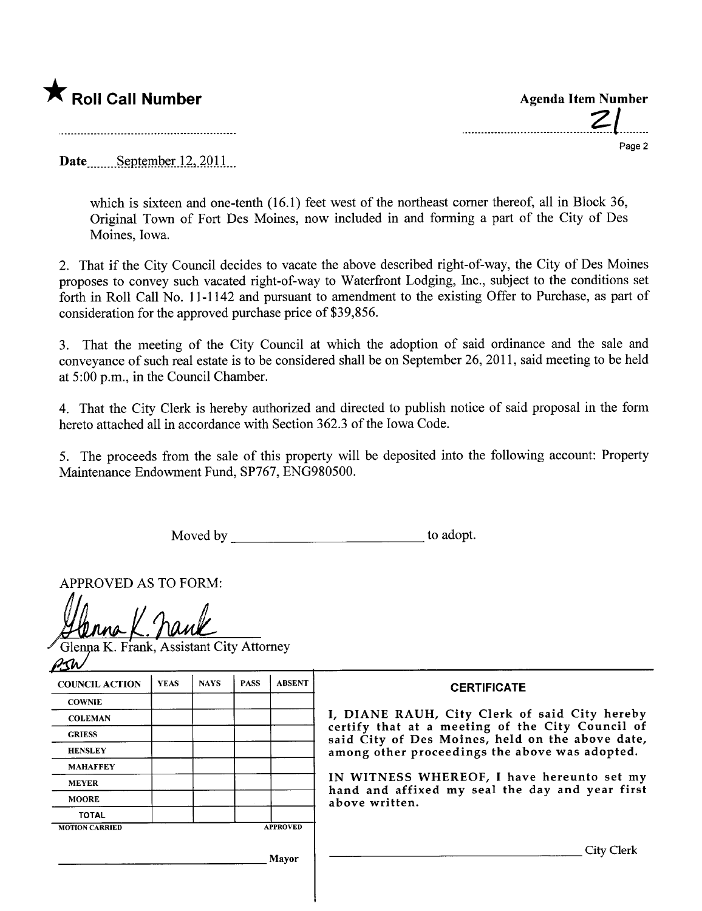**★ Roll Call Number**

**Agenda Item Number**

21

Date September 12, 2011

which is sixteen and one-tenth (16.1) feet west of the northeast corner thereof, all in Block 36, Original Town of Fort Des Moines, now included in and forming a part of the City of Des Moines, Iowa.

2. That if the City Council decides to vacate the above described right-of-way, the City of Des Moines proposes to convey such vacated right-of-way to Waterfront Lodging, Inc., subject to the conditions set forth in Roll Call No. 11-1142 and pursuant to amendment to the existing Offer to Purchase, as part of consideration for the approved purchase price of $39,856.

3. That the meeting of the City Council at which the adoption of said ordinance and the sale and conveyance of such real estate is to be considered shall be on September 26, 2011, said meeting to be held at 5:00 p.m., in the Council Chamber.

4. That the City Clerk is hereby authorized and directed to publish notice of said proposal in the form hereto attached all in accordance with Section 362.3 of the Iowa Code.

5. The proceeds from the sale of this property will be deposited into the following account: Property Maintenance Endowment Fund, SP767, ENG980500.

Moved by ___________________________ to adopt.

APPROVED AS TO FORM:

Glenna K. Frank

Glenna K. Frank, Assistant City Attorney

PSW

| COUNCIL ACTION | YEAS | NAYS | PASS | ABSENT |
|---|---|---|---|---|
| COWNIE | | | | |
| COLEMAN | | | | |
| GRIESS | | | | |
| HENSLEY | | | | |
| MAHAFFEY | | | | |
| MEYER | | | | |
| MOORE | | | | |
| TOTAL | | | | |
| MOTION CARRIED | | | | APPROVED |

___________________________ Mayor

**CERTIFICATE**

I, DIANE RAUH, City Clerk of said City hereby certify that at a meeting of the City Council of said City of Des Moines, held on the above date, among other proceedings the above was adopted.

IN WITNESS WHEREOF, I have hereunto set my hand and affixed my seal the day and year first above written.

___________________________ City Clerk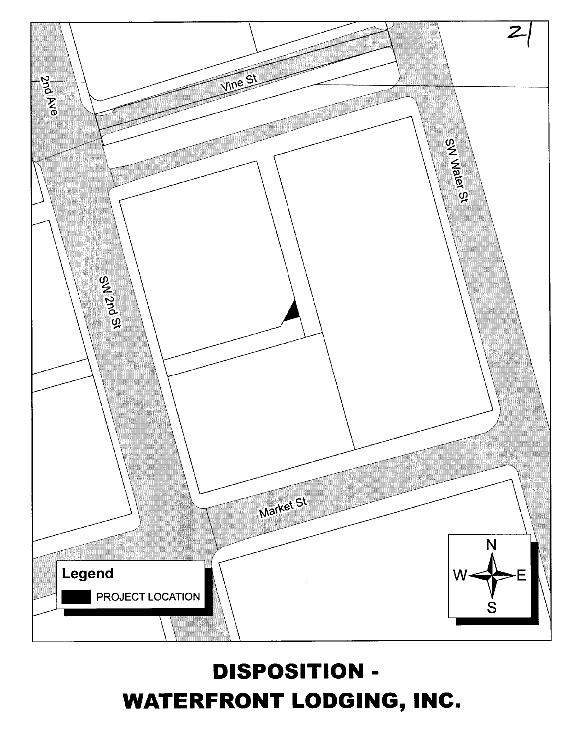21

Vine St

2nd Ave

SW Water St

SW 2nd St

Market St

Legend

PROJECT LOCATION

N

W

E

S

# DISPOSITION - WATERFRONT LODGING, INC.